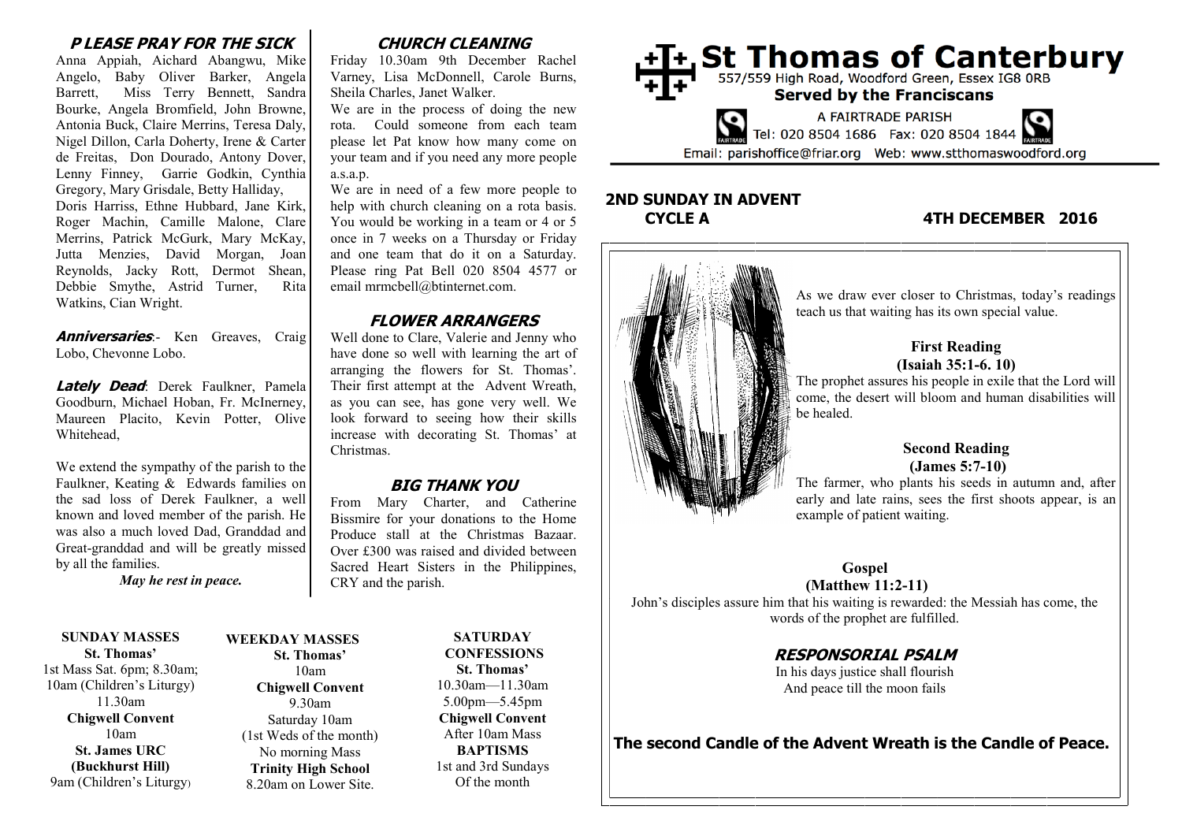# St Thomas of Canterbury

557/559 High Road, Woodford Green, Essex IG8 0RB

**Served by the Franciscans**

A FAIRTRADE PARISH

Tel: 020 8504 1686 Fax: 020 8504 1844

Email: parishoffice@friar.org Web: www.stthomaswoodford.org

## 2ND SUNDAY IN ADVENT CYCLE A

**4TH DECEMBER 2016**

As we draw ever closer to Christmas, today's readings teach us that waiting has its own special value.

**First Reading**
**(Isaiah 35:1-6. 10)**

The prophet assures his people in exile that the Lord will come, the desert will bloom and human disabilities will be healed.

**Second Reading**
**(James 5:7-10)**

The farmer, who plants his seeds in autumn and, after early and late rains, sees the first shoots appear, is an example of patient waiting.

**Gospel**
**(Matthew 11:2-11)**

John's disciples assure him that his waiting is rewarded: the Messiah has come, the words of the prophet are fulfilled.

### RESPONSORIAL PSALM

In his days justice shall flourish
And peace till the moon fails

**The second Candle of the Advent Wreath is the Candle of Peace.**

### PLEASE PRAY FOR THE SICK

Anna Appiah, Aichard Abangwu, Mike Angelo, Baby Oliver Barker, Angela Barrett, Miss Terry Bennett, Sandra Bourke, Angela Bromfield, John Browne, Antonia Buck, Claire Merrins, Teresa Daly, Nigel Dillon, Carla Doherty, Irene & Carter de Freitas, Don Dourado, Antony Dover, Lenny Finney, Garrie Godkin, Cynthia Gregory, Mary Grisdale, Betty Halliday, Doris Harriss, Ethne Hubbard, Jane Kirk, Roger Machin, Camille Malone, Clare Merrins, Patrick McGurk, Mary McKay, Jutta Menzies, David Morgan, Joan Reynolds, Jacky Rott, Dermot Shean, Debbie Smythe, Astrid Turner, Rita Watkins, Cian Wright.

***Anniversaries***:- Ken Greaves, Craig Lobo, Chevonne Lobo.

***Lately Dead***: Derek Faulkner, Pamela Goodburn, Michael Hoban, Fr. McInerney, Maureen Placito, Kevin Potter, Olive Whitehead,

We extend the sympathy of the parish to the Faulkner, Keating & Edwards families on the sad loss of Derek Faulkner, a well known and loved member of the parish. He was also a much loved Dad, Granddad and Great-granddad and will be greatly missed by all the families.

***May he rest in peace.***

### CHURCH CLEANING

Friday 10.30am 9th December Rachel Varney, Lisa McDonnell, Carole Burns, Sheila Charles, Janet Walker.

We are in the process of doing the new rota. Could someone from each team please let Pat know how many come on your team and if you need any more people a.s.a.p.

We are in need of a few more people to help with church cleaning on a rota basis. You would be working in a team or 4 or 5 once in 7 weeks on a Thursday or Friday and one team that do it on a Saturday. Please ring Pat Bell 020 8504 4577 or email mrmcbell@btinternet.com.

### FLOWER ARRANGERS

Well done to Clare, Valerie and Jenny who have done so well with learning the art of arranging the flowers for St. Thomas'. Their first attempt at the Advent Wreath, as you can see, has gone very well. We look forward to seeing how their skills increase with decorating St. Thomas' at Christmas.

### BIG THANK YOU

From Mary Charter, and Catherine Bissmire for your donations to the Home Produce stall at the Christmas Bazaar. Over £300 was raised and divided between Sacred Heart Sisters in the Philippines, CRY and the parish.

**SUNDAY MASSES**
**St. Thomas'**
1st Mass Sat. 6pm; 8.30am;
10am (Children's Liturgy)
11.30am
**Chigwell Convent**
10am
**St. James URC (Buckhurst Hill)**
9am (Children's Liturgy)

**WEEKDAY MASSES**
**St. Thomas'**
10am
**Chigwell Convent**
9.30am
Saturday 10am
(1st Weds of the month)
No morning Mass
**Trinity High School**
8.20am on Lower Site.

**SATURDAY CONFESSIONS**
**St. Thomas'**
10.30am—11.30am
5.00pm—5.45pm
**Chigwell Convent**
After 10am Mass
**BAPTISMS**
1st and 3rd Sundays
Of the month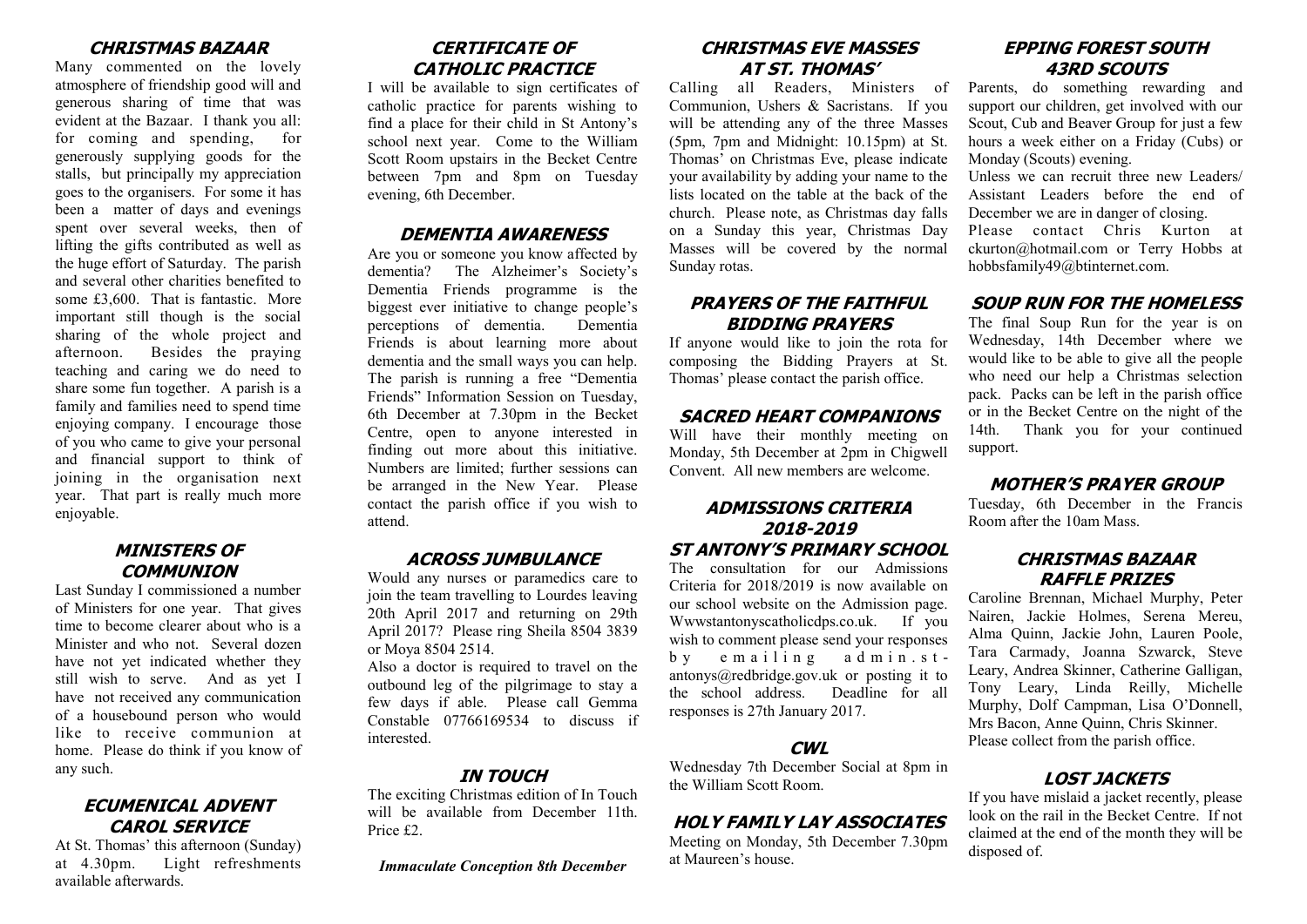## CHRISTMAS BAZAAR

Many commented on the lovely atmosphere of friendship good will and generous sharing of time that was evident at the Bazaar. I thank you all: for coming and spending, for generously supplying goods for the stalls, but principally my appreciation goes to the organisers. For some it has been a matter of days and evenings spent over several weeks, then of lifting the gifts contributed as well as the huge effort of Saturday. The parish and several other charities benefited to some £3,600. That is fantastic. More important still though is the social sharing of the whole project and afternoon. Besides the praying teaching and caring we do need to share some fun together. A parish is a family and families need to spend time enjoying company. I encourage those of you who came to give your personal and financial support to think of joining in the organisation next year. That part is really much more enjoyable.

## MINISTERS OF COMMUNION

Last Sunday I commissioned a number of Ministers for one year. That gives time to become clearer about who is a Minister and who not. Several dozen have not yet indicated whether they still wish to serve. And as yet I have not received any communication of a housebound person who would like to receive communion at home. Please do think if you know of any such.

## ECUMENICAL ADVENT CAROL SERVICE

At St. Thomas' this afternoon (Sunday) at 4.30pm. Light refreshments available afterwards.

## CERTIFICATE OF CATHOLIC PRACTICE

I will be available to sign certificates of catholic practice for parents wishing to find a place for their child in St Antony's school next year. Come to the William Scott Room upstairs in the Becket Centre between 7pm and 8pm on Tuesday evening, 6th December.

## DEMENTIA AWARENESS

Are you or someone you know affected by dementia? The Alzheimer's Society's Dementia Friends programme is the biggest ever initiative to change people's perceptions of dementia. Dementia Friends is about learning more about dementia and the small ways you can help. The parish is running a free "Dementia Friends" Information Session on Tuesday, 6th December at 7.30pm in the Becket Centre, open to anyone interested in finding out more about this initiative. Numbers are limited; further sessions can be arranged in the New Year. Please contact the parish office if you wish to attend.

## ACROSS JUMBULANCE

Would any nurses or paramedics care to join the team travelling to Lourdes leaving 20th April 2017 and returning on 29th April 2017? Please ring Sheila 8504 3839 or Moya 8504 2514.

Also a doctor is required to travel on the outbound leg of the pilgrimage to stay a few days if able. Please call Gemma Constable 07766169534 to discuss if interested.

## IN TOUCH

The exciting Christmas edition of In Touch will be available from December 11th. Price £2.

***Immaculate Conception 8th December***

## CHRISTMAS EVE MASSES AT ST. THOMAS'

Calling all Readers, Ministers of Communion, Ushers & Sacristans. If you will be attending any of the three Masses (5pm, 7pm and Midnight: 10.15pm) at St. Thomas' on Christmas Eve, please indicate your availability by adding your name to the lists located on the table at the back of the church. Please note, as Christmas day falls on a Sunday this year, Christmas Day Masses will be covered by the normal Sunday rotas.

## PRAYERS OF THE FAITHFUL BIDDING PRAYERS

If anyone would like to join the rota for composing the Bidding Prayers at St. Thomas' please contact the parish office.

## SACRED HEART COMPANIONS

Will have their monthly meeting on Monday, 5th December at 2pm in Chigwell Convent. All new members are welcome.

## ADMISSIONS CRITERIA 2018-2019 ST ANTONY'S PRIMARY SCHOOL

The consultation for our Admissions Criteria for 2018/2019 is now available on our school website on the Admission page. Wwwstantonyscatholicdps.co.uk. If you wish to comment please send your responses by emailing admin.st-antonys@redbridge.gov.uk or posting it to the school address. Deadline for all responses is 27th January 2017.

## CWL

Wednesday 7th December Social at 8pm in the William Scott Room.

## HOLY FAMILY LAY ASSOCIATES

Meeting on Monday, 5th December 7.30pm at Maureen's house.

## EPPING FOREST SOUTH 43RD SCOUTS

Parents, do something rewarding and support our children, get involved with our Scout, Cub and Beaver Group for just a few hours a week either on a Friday (Cubs) or Monday (Scouts) evening.

Unless we can recruit three new Leaders/ Assistant Leaders before the end of December we are in danger of closing.

Please contact Chris Kurton at ckurton@hotmail.com or Terry Hobbs at hobbsfamily49@btinternet.com.

## SOUP RUN FOR THE HOMELESS

The final Soup Run for the year is on Wednesday, 14th December where we would like to be able to give all the people who need our help a Christmas selection pack. Packs can be left in the parish office or in the Becket Centre on the night of the 14th. Thank you for your continued support.

## MOTHER'S PRAYER GROUP

Tuesday, 6th December in the Francis Room after the 10am Mass.

## CHRISTMAS BAZAAR RAFFLE PRIZES

Caroline Brennan, Michael Murphy, Peter Nairen, Jackie Holmes, Serena Mereu, Alma Quinn, Jackie John, Lauren Poole, Tara Carmady, Joanna Szwarck, Steve Leary, Andrea Skinner, Catherine Galligan, Tony Leary, Linda Reilly, Michelle Murphy, Dolf Campman, Lisa O'Donnell, Mrs Bacon, Anne Quinn, Chris Skinner.

Please collect from the parish office.

## LOST JACKETS

If you have mislaid a jacket recently, please look on the rail in the Becket Centre. If not claimed at the end of the month they will be disposed of.